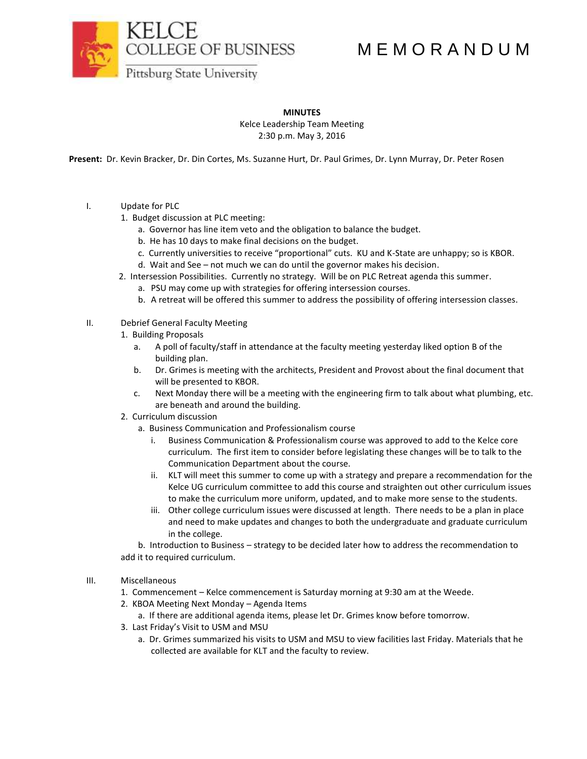# M E M O R A N D U M

**MINUTES**

Kelce Leadership Team Meeting

2:30 p.m. May 3, 2016

**Present:** Dr. Kevin Bracker, Dr. Din Cortes, Ms. Suzanne Hurt, Dr. Paul Grimes, Dr. Lynn Murray, Dr. Peter Rosen

I. Update for PLC

1. Budget discussion at PLC meeting:
    a. Governor has line item veto and the obligation to balance the budget.
    b. He has 10 days to make final decisions on the budget.
    c. Currently universities to receive "proportional" cuts. KU and K-State are unhappy; so is KBOR.
    d. Wait and See – not much we can do until the governor makes his decision.
2. Intersession Possibilities. Currently no strategy. Will be on PLC Retreat agenda this summer.
    a. PSU may come up with strategies for offering intersession courses.
    b. A retreat will be offered this summer to address the possibility of offering intersession classes.

II. Debrief General Faculty Meeting

1. Building Proposals
    a. A poll of faculty/staff in attendance at the faculty meeting yesterday liked option B of the building plan.
    b. Dr. Grimes is meeting with the architects, President and Provost about the final document that will be presented to KBOR.
    c. Next Monday there will be a meeting with the engineering firm to talk about what plumbing, etc. are beneath and around the building.
2. Curriculum discussion
    a. Business Communication and Professionalism course
        i. Business Communication & Professionalism course was approved to add to the Kelce core curriculum. The first item to consider before legislating these changes will be to talk to the Communication Department about the course.
        ii. KLT will meet this summer to come up with a strategy and prepare a recommendation for the Kelce UG curriculum committee to add this course and straighten out other curriculum issues to make the curriculum more uniform, updated, and to make more sense to the students.
        iii. Other college curriculum issues were discussed at length. There needs to be a plan in place and need to make updates and changes to both the undergraduate and graduate curriculum in the college.
    b. Introduction to Business – strategy to be decided later how to address the recommendation to add it to required curriculum.

III. Miscellaneous

1. Commencement – Kelce commencement is Saturday morning at 9:30 am at the Weede.
2. KBOA Meeting Next Monday – Agenda Items
    a. If there are additional agenda items, please let Dr. Grimes know before tomorrow.
3. Last Friday's Visit to USM and MSU
    a. Dr. Grimes summarized his visits to USM and MSU to view facilities last Friday. Materials that he collected are available for KLT and the faculty to review.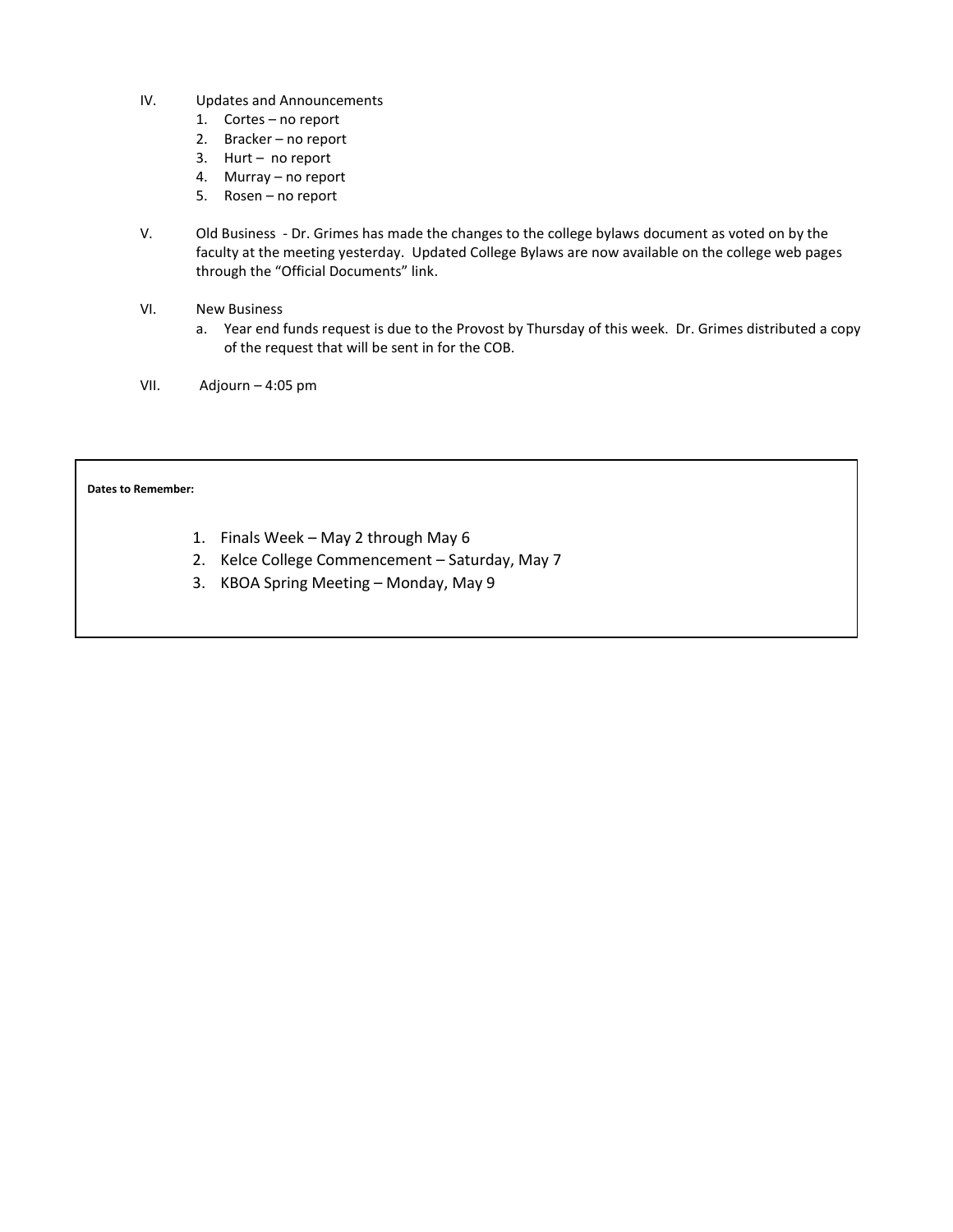IV. Updates and Announcements

1. Cortes – no report
2. Bracker – no report
3. Hurt – no report
4. Murray – no report
5. Rosen – no report

V. Old Business - Dr. Grimes has made the changes to the college bylaws document as voted on by the faculty at the meeting yesterday. Updated College Bylaws are now available on the college web pages through the "Official Documents" link.

VI. New Business

a. Year end funds request is due to the Provost by Thursday of this week. Dr. Grimes distributed a copy of the request that will be sent in for the COB.

VII. Adjourn – 4:05 pm

**Dates to Remember:**

1. Finals Week – May 2 through May 6
2. Kelce College Commencement – Saturday, May 7
3. KBOA Spring Meeting – Monday, May 9